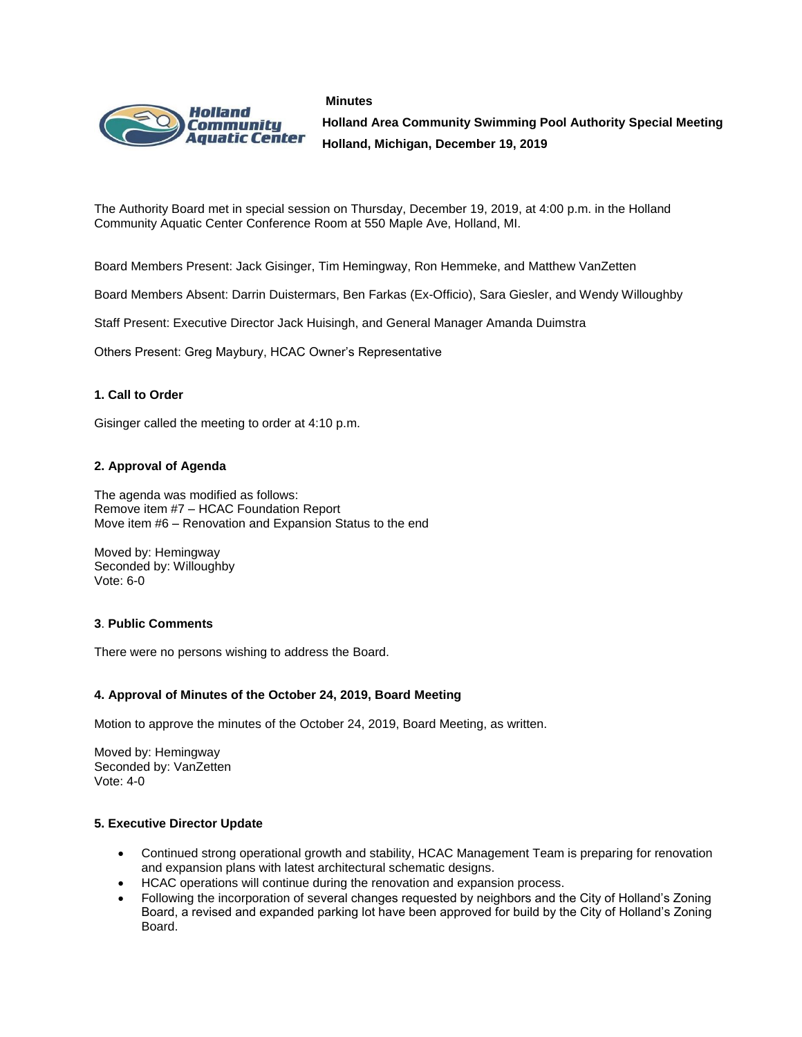**Minutes**

**Holland Area Community Swimming Pool Authority Special Meeting**

**Holland, Michigan, December 19, 2019**

The Authority Board met in special session on Thursday, December 19, 2019, at 4:00 p.m. in the Holland Community Aquatic Center Conference Room at 550 Maple Ave, Holland, MI.

Board Members Present: Jack Gisinger, Tim Hemingway, Ron Hemmeke, and Matthew VanZetten

Board Members Absent: Darrin Duistermars, Ben Farkas (Ex-Officio), Sara Giesler, and Wendy Willoughby

Staff Present: Executive Director Jack Huisingh, and General Manager Amanda Duimstra

Others Present: Greg Maybury, HCAC Owner's Representative

#### 1. Call to Order

Gisinger called the meeting to order at 4:10 p.m.

#### 2. Approval of Agenda

The agenda was modified as follows:
Remove item #7 – HCAC Foundation Report
Move item #6 – Renovation and Expansion Status to the end

Moved by: Hemingway
Seconded by: Willoughby
Vote: 6-0

#### 3. Public Comments

There were no persons wishing to address the Board.

#### 4. Approval of Minutes of the October 24, 2019, Board Meeting

Motion to approve the minutes of the October 24, 2019, Board Meeting, as written.

Moved by: Hemingway
Seconded by: VanZetten
Vote: 4-0

#### 5. Executive Director Update

- Continued strong operational growth and stability, HCAC Management Team is preparing for renovation and expansion plans with latest architectural schematic designs.
- HCAC operations will continue during the renovation and expansion process.
- Following the incorporation of several changes requested by neighbors and the City of Holland's Zoning Board, a revised and expanded parking lot have been approved for build by the City of Holland's Zoning Board.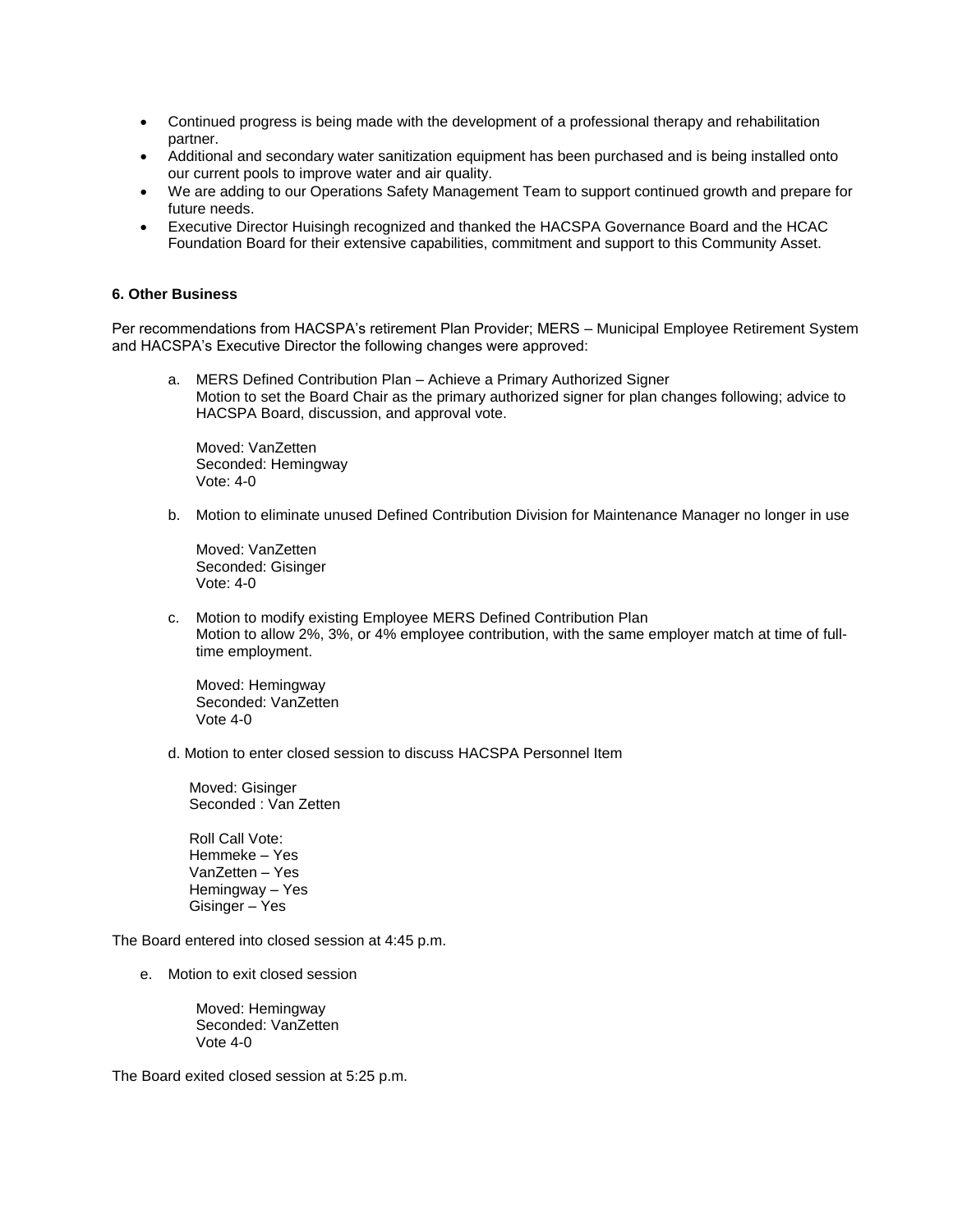- Continued progress is being made with the development of a professional therapy and rehabilitation partner.
- Additional and secondary water sanitization equipment has been purchased and is being installed onto our current pools to improve water and air quality.
- We are adding to our Operations Safety Management Team to support continued growth and prepare for future needs.
- Executive Director Huisingh recognized and thanked the HACSPA Governance Board and the HCAC Foundation Board for their extensive capabilities, commitment and support to this Community Asset.

**6. Other Business**

Per recommendations from HACSPA's retirement Plan Provider; MERS – Municipal Employee Retirement System and HACSPA's Executive Director the following changes were approved:

a. MERS Defined Contribution Plan – Achieve a Primary Authorized Signer
   Motion to set the Board Chair as the primary authorized signer for plan changes following; advice to HACSPA Board, discussion, and approval vote.

   Moved: VanZetten
   Seconded: Hemingway
   Vote: 4-0

b. Motion to eliminate unused Defined Contribution Division for Maintenance Manager no longer in use

   Moved: VanZetten
   Seconded: Gisinger
   Vote: 4-0

c. Motion to modify existing Employee MERS Defined Contribution Plan
   Motion to allow 2%, 3%, or 4% employee contribution, with the same employer match at time of full-time employment.

   Moved: Hemingway
   Seconded: VanZetten
   Vote 4-0

d. Motion to enter closed session to discuss HACSPA Personnel Item

   Moved: Gisinger
   Seconded : Van Zetten

   Roll Call Vote:
   Hemmeke – Yes
   VanZetten – Yes
   Hemingway – Yes
   Gisinger – Yes

The Board entered into closed session at 4:45 p.m.

e. Motion to exit closed session

   Moved: Hemingway
   Seconded: VanZetten
   Vote 4-0

The Board exited closed session at 5:25 p.m.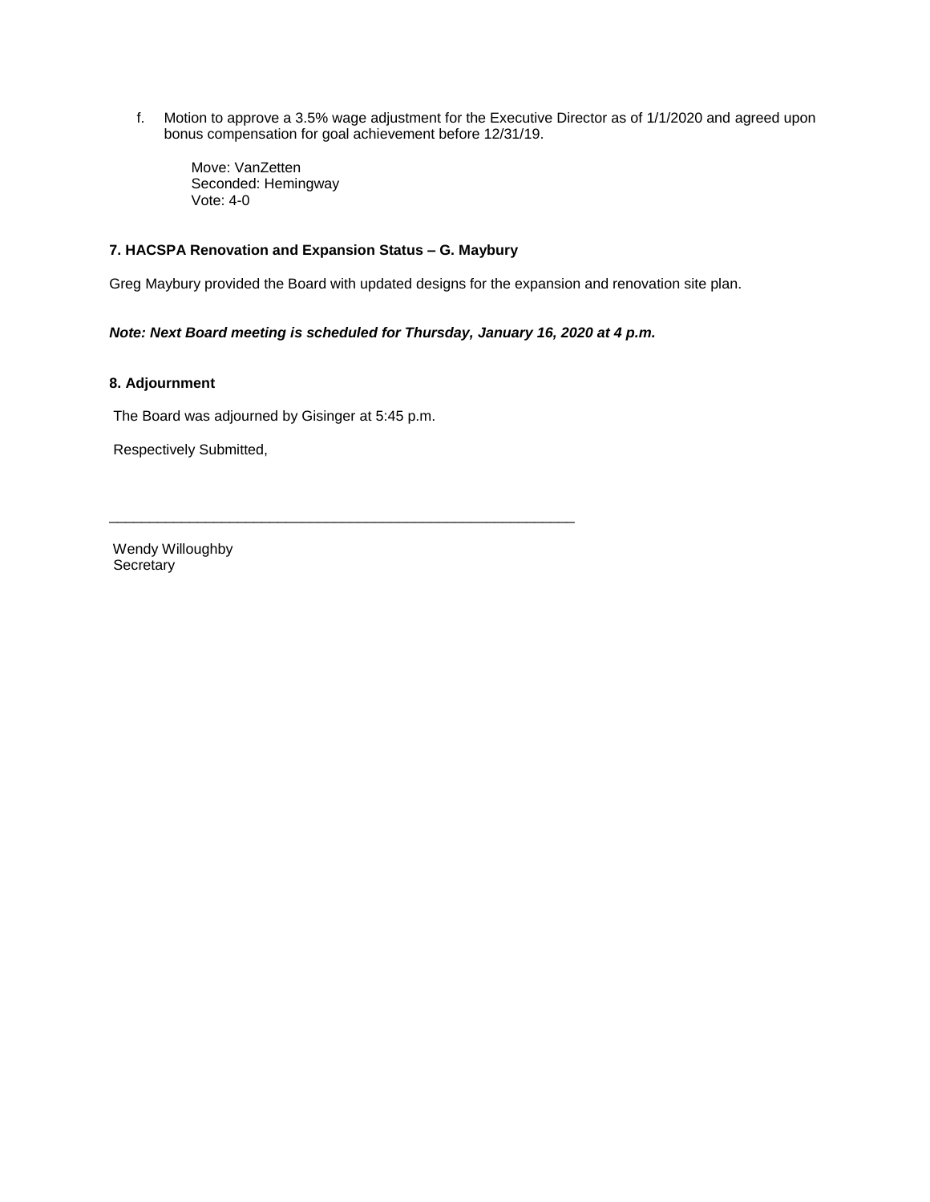f. Motion to approve a 3.5% wage adjustment for the Executive Director as of 1/1/2020 and agreed upon bonus compensation for goal achievement before 12/31/19.

   Move: VanZetten
   Seconded: Hemingway
   Vote: 4-0

**7. HACSPA Renovation and Expansion Status – G. Maybury**

Greg Maybury provided the Board with updated designs for the expansion and renovation site plan.

***Note: Next Board meeting is scheduled for Thursday, January 16, 2020 at 4 p.m.***

**8. Adjournment**

The Board was adjourned by Gisinger at 5:45 p.m.

Respectively Submitted,

\_\_\_\_\_\_\_\_\_\_\_\_\_\_\_\_\_\_\_\_\_\_\_\_\_\_\_\_\_\_\_\_\_\_\_\_\_\_\_\_\_\_\_\_\_\_\_\_\_\_\_\_\_\_\_\_\_\_\_\_

Wendy Willoughby
Secretary